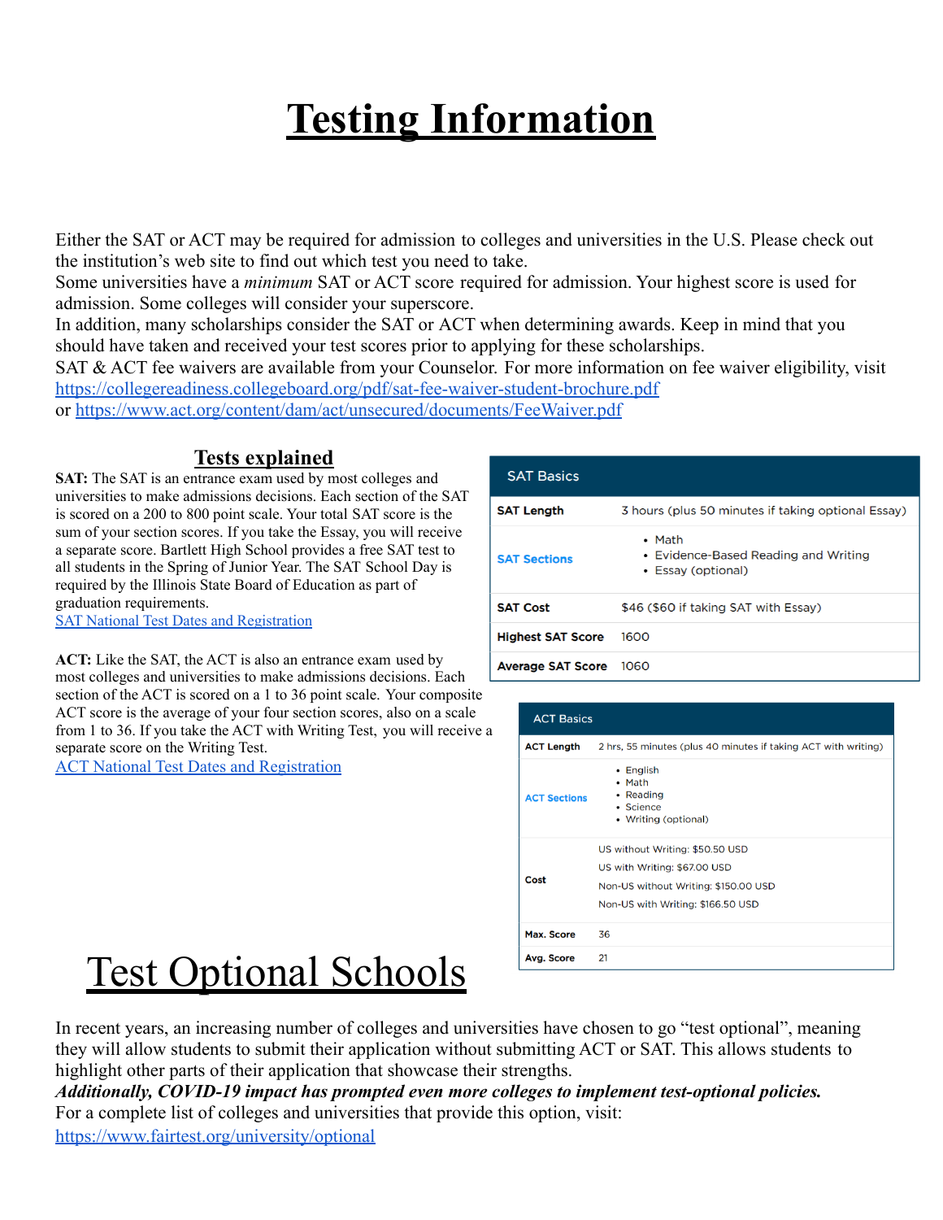# Testing Information

Either the SAT or ACT may be required for admission to colleges and universities in the U.S. Please check out the institution's web site to find out which test you need to take.

Some universities have a *minimum* SAT or ACT score required for admission. Your highest score is used for admission. Some colleges will consider your superscore.

In addition, many scholarships consider the SAT or ACT when determining awards. Keep in mind that you should have taken and received your test scores prior to applying for these scholarships.

SAT & ACT fee waivers are available from your Counselor. For more information on fee waiver eligibility, visit https://collegereadiness.collegeboard.org/pdf/sat-fee-waiver-student-brochure.pdf or https://www.act.org/content/dam/act/unsecured/documents/FeeWaiver.pdf

## Tests explained

**SAT:** The SAT is an entrance exam used by most colleges and universities to make admissions decisions. Each section of the SAT is scored on a 200 to 800 point scale. Your total SAT score is the sum of your section scores. If you take the Essay, you will receive a separate score. Bartlett High School provides a free SAT test to all students in the Spring of Junior Year. The SAT School Day is required by the Illinois State Board of Education as part of graduation requirements.

SAT National Test Dates and Registration

**ACT:** Like the SAT, the ACT is also an entrance exam used by most colleges and universities to make admissions decisions. Each section of the ACT is scored on a 1 to 36 point scale. Your composite ACT score is the average of your four section scores, also on a scale from 1 to 36. If you take the ACT with Writing Test, you will receive a separate score on the Writing Test.

ACT National Test Dates and Registration

| SAT Basics | |
|---|---|
| **SAT Length** | 3 hours (plus 50 minutes if taking optional Essay) |
| **SAT Sections** | • Math<br>• Evidence-Based Reading and Writing<br>• Essay (optional) |
| **SAT Cost** | $46 ($60 if taking SAT with Essay) |
| **Highest SAT Score** | 1600 |
| **Average SAT Score** | 1060 |

| ACT Basics | |
|---|---|
| **ACT Length** | 2 hrs, 55 minutes (plus 40 minutes if taking ACT with writing) |
| **ACT Sections** | • English<br>• Math<br>• Reading<br>• Science<br>• Writing (optional) |
| **Cost** | US without Writing: $50.50 USD<br>US with Writing: $67.00 USD<br>Non-US without Writing: $150.00 USD<br>Non-US with Writing: $166.50 USD |
| **Max. Score** | 36 |
| **Avg. Score** | 21 |

# Test Optional Schools

In recent years, an increasing number of colleges and universities have chosen to go "test optional", meaning they will allow students to submit their application without submitting ACT or SAT. This allows students to highlight other parts of their application that showcase their strengths.

***Additionally, COVID-19 impact has prompted even more colleges to implement test-optional policies.***

For a complete list of colleges and universities that provide this option, visit: https://www.fairtest.org/university/optional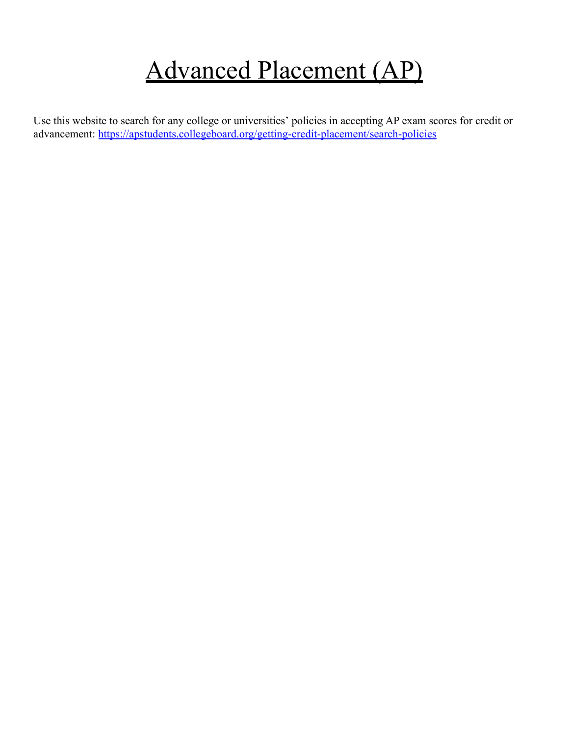# Advanced Placement (AP)

Use this website to search for any college or universities' policies in accepting AP exam scores for credit or advancement: [https://apstudents.collegeboard.org/getting-credit-placement/search-policies](https://apstudents.collegeboard.org/getting-credit-placement/search-policies)